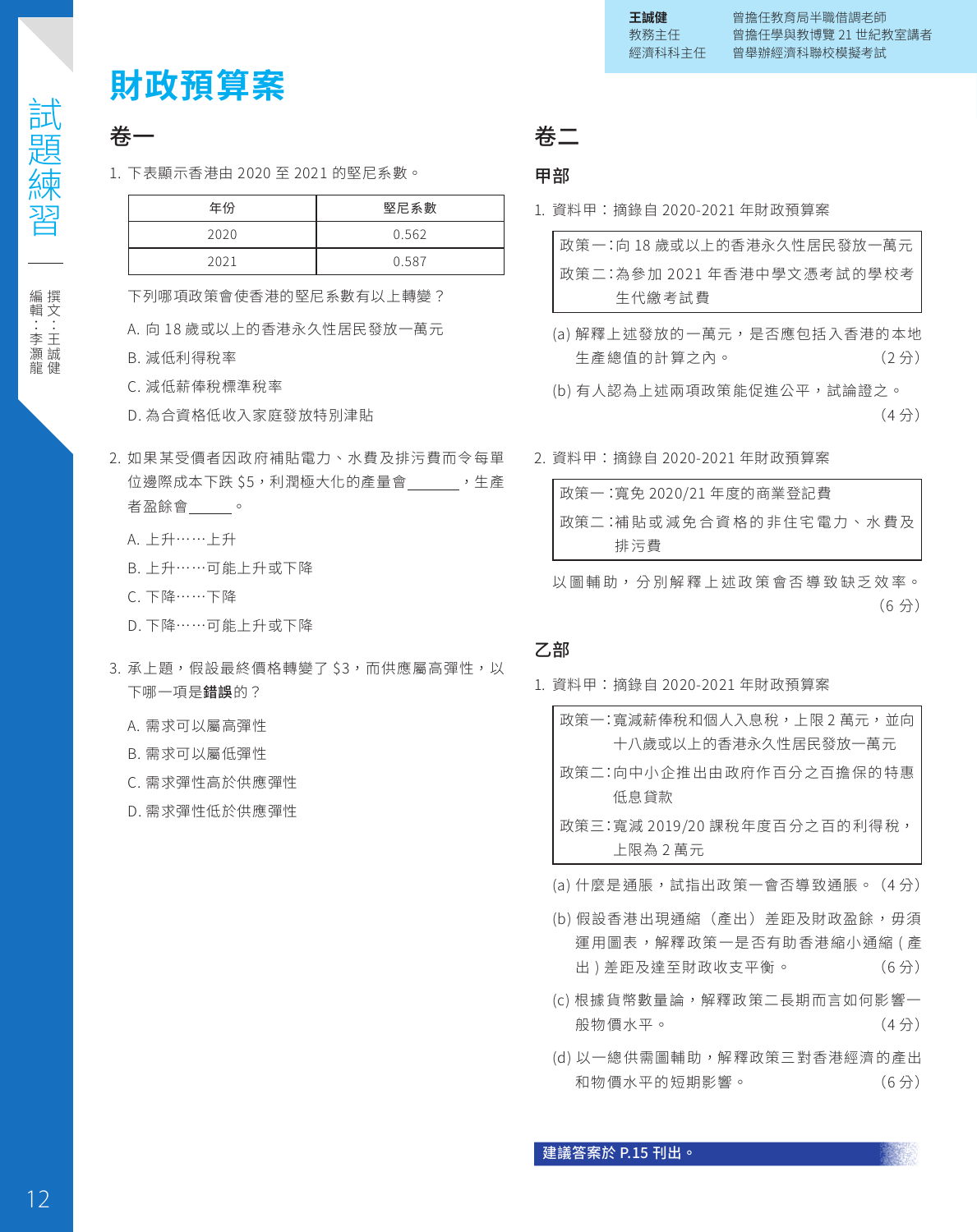王誠健　　　曾擔任教育局半職借調老師
教務主任　　曾擔任學與教博覽 21 世紀教室講者
經濟科科主任　曾舉辦經濟科聯校模擬考試

試題練習

撰文：王誠健
編輯：李灝龍

# 財政預算案

## 卷一

1. 下表顯示香港由 2020 至 2021 的堅尼系數。

| 年份 | 堅尼系數 |
| --- | --- |
| 2020 | 0.562 |
| 2021 | 0.587 |

下列哪項政策會使香港的堅尼系數有以上轉變？

A. 向 18 歲或以上的香港永久性居民發放一萬元
B. 減低利得稅率
C. 減低薪俸稅標準稅率
D. 為合資格低收入家庭發放特別津貼

2. 如果某受價者因政府補貼電力、水費及排污費而令每單位邊際成本下跌 $5，利潤極大化的產量會______，生產者盈餘會______。

A. 上升……上升
B. 上升……可能上升或下降
C. 下降……下降
D. 下降……可能上升或下降

3. 承上題，假設最終價格轉變了 $3，而供應屬高彈性，以下哪一項是**錯誤**的？

A. 需求可以屬高彈性
B. 需求可以屬低彈性
C. 需求彈性高於供應彈性
D. 需求彈性低於供應彈性

## 卷二

### 甲部

1. 資料甲：摘錄自 2020-2021 年財政預算案

> 政策一：向 18 歲或以上的香港永久性居民發放一萬元
> 政策二：為參加 2021 年香港中學文憑考試的學校考生代繳考試費

(a) 解釋上述發放的一萬元，是否應包括入香港的本地生產總值的計算之內。（2 分）

(b) 有人認為上述兩項政策能促進公平，試論證之。（4 分）

2. 資料甲：摘錄自 2020-2021 年財政預算案

> 政策一：寬免 2020/21 年度的商業登記費
> 政策二：補貼或減免合資格的非住宅電力、水費及排污費

以圖輔助，分別解釋上述政策會否導致缺乏效率。（6 分）

### 乙部

1. 資料甲：摘錄自 2020-2021 年財政預算案

> 政策一：寬減薪俸稅和個人入息稅，上限 2 萬元，並向十八歲或以上的香港永久性居民發放一萬元
> 政策二：向中小企推出由政府作百分之百擔保的特惠低息貸款
> 政策三：寬減 2019/20 課稅年度百分之百的利得稅，上限為 2 萬元

(a) 什麼是通脹，試指出政策一會否導致通脹。（4 分）

(b) 假設香港出現通縮（產出）差距及財政盈餘，毋須運用圖表，解釋政策一是否有助香港縮小通縮（產出）差距及達至財政收支平衡。（6 分）

(c) 根據貨幣數量論，解釋政策二長期而言如何影響一般物價水平。（4 分）

(d) 以一總供需圖輔助，解釋政策三對香港經濟的產出和物價水平的短期影響。（6 分）

**建議答案於 P.15 刊出。**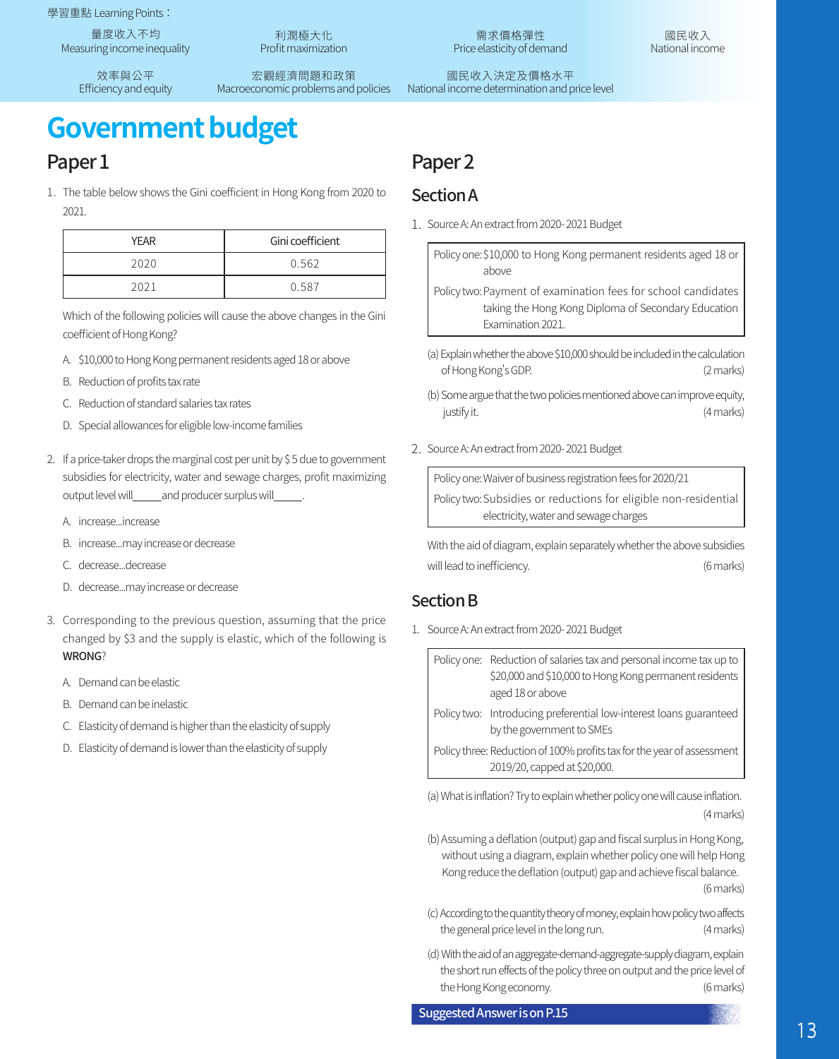學習重點 Learning Points：

量度收入不均
Measuring income inequality

利潤極大化
Profit maximization

需求價格彈性
Price elasticity of demand

國民收入
National income

效率與公平
Efficiency and equity

宏觀經濟問題和政策
Macroeconomic problems and policies

國民收入決定及價格水平
National income determination and price level

# Government budget

## Paper 1

1. The table below shows the Gini coefficient in Hong Kong from 2020 to 2021.

| YEAR | Gini coefficient |
|---|---|
| 2020 | 0.562 |
| 2021 | 0.587 |

Which of the following policies will cause the above changes in the Gini coefficient of Hong Kong?

A. $10,000 to Hong Kong permanent residents aged 18 or above

B. Reduction of profits tax rate

C. Reduction of standard salaries tax rates

D. Special allowances for eligible low-income families

2. If a price-taker drops the marginal cost per unit by $ 5 due to government subsidies for electricity, water and sewage charges, profit maximizing output level will_____and producer surplus will_____.

A. increase...increase

B. increase...may increase or decrease

C. decrease...decrease

D. decrease...may increase or decrease

3. Corresponding to the previous question, assuming that the price changed by $3 and the supply is elastic, which of the following is **WRONG**?

A. Demand can be elastic

B. Demand can be inelastic

C. Elasticity of demand is higher than the elasticity of supply

D. Elasticity of demand is lower than the elasticity of supply

## Paper 2

### Section A

1. Source A: An extract from 2020-2021 Budget

> Policy one: $10,000 to Hong Kong permanent residents aged 18 or above
>
> Policy two: Payment of examination fees for school candidates taking the Hong Kong Diploma of Secondary Education Examination 2021.

(a) Explain whether the above $10,000 should be included in the calculation of Hong Kong's GDP. (2 marks)

(b) Some argue that the two policies mentioned above can improve equity, justify it. (4 marks)

2. Source A: An extract from 2020-2021 Budget

> Policy one: Waiver of business registration fees for 2020/21
>
> Policy two: Subsidies or reductions for eligible non-residential electricity, water and sewage charges

With the aid of diagram, explain separately whether the above subsidies will lead to inefficiency. (6 marks)

### Section B

1. Source A: An extract from 2020-2021 Budget

> Policy one: Reduction of salaries tax and personal income tax up to $20,000 and $10,000 to Hong Kong permanent residents aged 18 or above
>
> Policy two: Introducing preferential low-interest loans guaranteed by the government to SMEs
>
> Policy three: Reduction of 100% profits tax for the year of assessment 2019/20, capped at $20,000.

(a) What is inflation? Try to explain whether policy one will cause inflation. (4 marks)

(b) Assuming a deflation (output) gap and fiscal surplus in Hong Kong, without using a diagram, explain whether policy one will help Hong Kong reduce the deflation (output) gap and achieve fiscal balance. (6 marks)

(c) According to the quantity theory of money, explain how policy two affects the general price level in the long run. (4 marks)

(d) With the aid of an aggregate-demand-aggregate-supply diagram, explain the short run effects of the policy three on output and the price level of the Hong Kong economy. (6 marks)

**Suggested Answer is on P.15**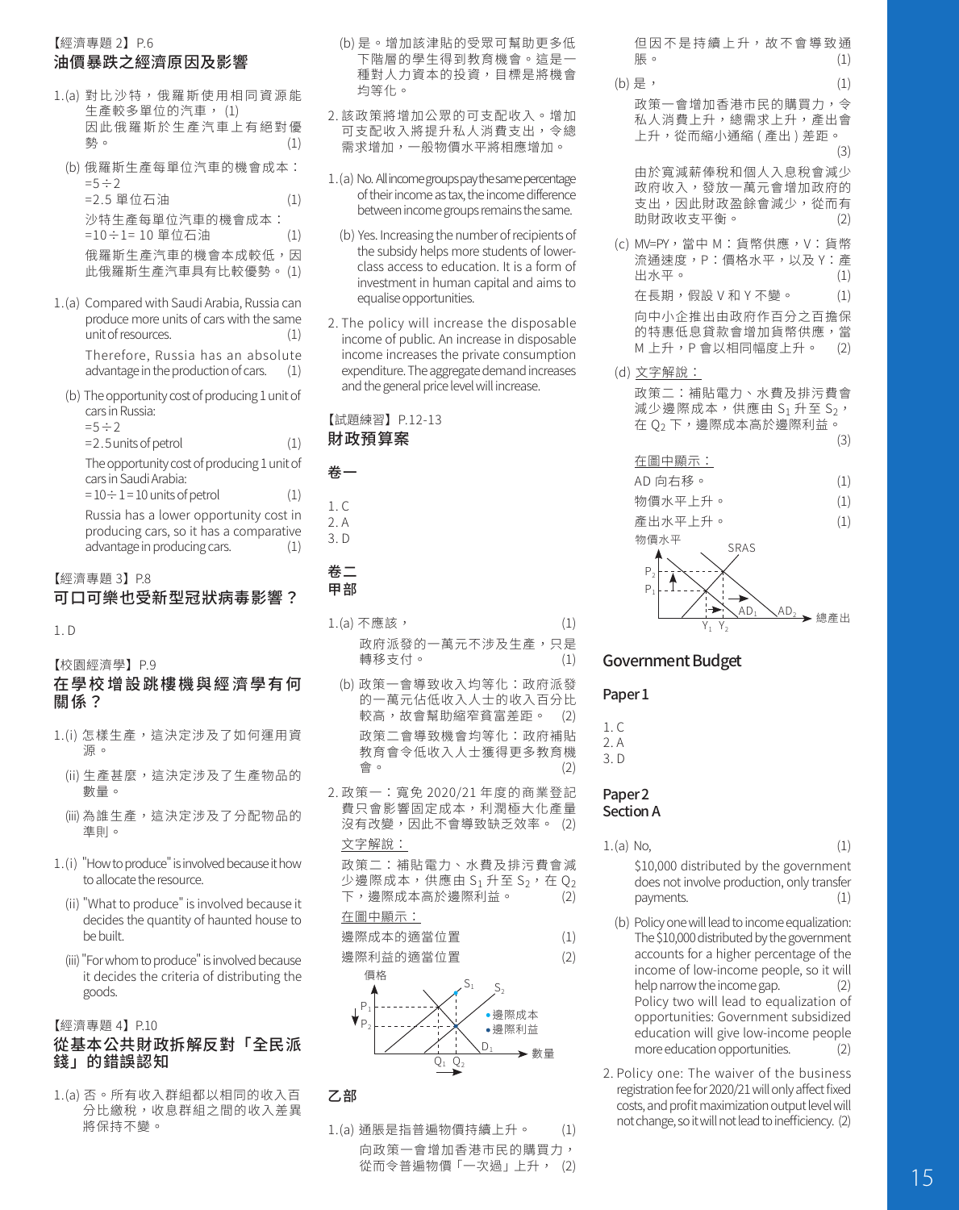【經濟專題 2】P.6

## 油價暴跌之經濟原因及影響

1.(a) 對比沙特，俄羅斯使用相同資源能生產較多單位的汽車， (1)
因此俄羅斯於生產汽車上有絕對優勢。 (1)

(b) 俄羅斯生產每單位汽車的機會成本：
=5÷2
=2.5 單位石油 (1)
沙特生產每單位汽車的機會成本：
=10÷1= 10 單位石油 (1)
俄羅斯生產汽車的機會本成較低，因此俄羅斯生產汽車具有比較優勢。 (1)

1.(a) Compared with Saudi Arabia, Russia can produce more units of cars with the same unit of resources. (1)
Therefore, Russia has an absolute advantage in the production of cars. (1)

(b) The opportunity cost of producing 1 unit of cars in Russia:
=5÷2
=2.5units of petrol (1)
The opportunity cost of producing 1 unit of cars in Saudi Arabia:
= 10÷ 1= 10 units of petrol (1)
Russia has a lower opportunity cost in producing cars, so it has a comparative advantage in producing cars. (1)

【經濟專題 3】P.8

## 可口可樂也受新型冠狀病毒影響？

1. D

【校園經濟學】P.9

## 在學校增設跳樓機與經濟學有何關係？

1.(i) 怎樣生產，這決定涉及了如何運用資源。

(ii) 生產甚麼，這決定涉及了生產物品的數量。

(iii) 為誰生產，這決定涉及了分配物品的準則。

1.(i) "How to produce" is involved because it how to allocate the resource.

(ii) "What to produce" is involved because it decides the quantity of haunted house to be built.

(iii) "For whom to produce" is involved because it decides the criteria of distributing the goods.

【經濟專題 4】P.10

## 從基本公共財政拆解反對「全民派錢」的錯誤認知

1.(a) 否。所有收入群組都以相同的收入百分比繳稅，收息群組之間的收入差異將保持不變。

(b) 是。增加該津貼的受眾可幫助更多低下階層的學生得到教育機會。這是一種對人力資本的投資，目標是機會均等化。

2. 該政策將增加公眾的可支配收入。增加可支配收入將提升私人消費支出，令總需求增加，一般物價水平將相應增加。

1.(a) No. All income groups pay the same percentage of their income as tax, the income difference between income groups remains the same.

(b) Yes. Increasing the number of recipients of the subsidy helps more students of lower-class access to education. It is a form of investment in human capital and aims to equalise opportunities.

2. The policy will increase the disposable income of public. An increase in disposable income increases the private consumption expenditure. The aggregate demand increases and the general price level will increase.

【試題練習】P.12-13

## 財政預算案

### 卷一

1. C
2. A
3. D

### 卷二
### 甲部

1.(a) 不應該， (1)
政府派發的一萬元不涉及生產，只是轉移支付。 (1)

(b) 政策一會導致收入均等化：政府派發的一萬元佔低收入人士的收入百分比較高，故會幫助縮窄貧富差距。 (2)
政策二會導致機會均等化：政府補貼教育會令低收入人士獲得更多教育機會。 (2)

2. 政策一：寬免 2020/21 年度的商業登記費只會影響固定成本，利潤極大化產量沒有改變，因此不會導致缺乏效率。 (2)

文字解說：

政策二：補貼電力、水費及排污費會減少邊際成本，供應由 $S_1$ 升至 $S_2$，在 $Q_2$ 下，邊際成本高於邊際利益。 (2)

在圖中顯示：

邊際成本的適當位置 (1)

邊際利益的適當位置 (2)

### 乙部

1.(a) 通脹是指普遍物價持續上升。 (1)
向政策一會增加香港市民的購買力，從而令普遍物價「一次過」上升， (2)
但因不是持續上升，故不會導致通脹。 (1)

(b) 是， (1)
政策一會增加香港市民的購買力，令私人消費上升，總需求上升，產出會上升，從而縮小通縮（產出）差距。 (3)
由於寬減薪俸稅和個人入息稅會減少政府收入，發放一萬元會增加政府的支出，因此財政盈餘會減少，從而有助財政收支平衡。 (2)

(c) MV=PY，當中 M：貨幣供應，V：貨幣流通速度，P：價格水平，以及 Y：產出水平。 (1)
在長期，假設 V 和 Y 不變。 (1)
向中小企推出由政府作百分之百擔保的特惠低息貸款會增加貨幣供應，當 M 上升，P 會以相同幅度上升。 (2)

(d) 文字解說：

政策二：補貼電力、水費及排污費會減少邊際成本，供應由 $S_1$ 升至 $S_2$，在 $Q_2$ 下，邊際成本高於邊際利益。 (3)

在圖中顯示：

AD 向右移。 (1)

物價水平上升。 (1)

產出水平上升。 (1)

## Government Budget

### Paper 1

1. C
2. A
3. D

### Paper 2
### Section A

1.(a) No, (1)
$10,000 distributed by the government does not involve production, only transfer payments. (1)

(b) Policy one will lead to income equalization: The $10,000 distributed by the government accounts for a higher percentage of the income of low-income people, so it will help narrow the income gap. (2)
Policy two will lead to equalization of opportunities: Government subsidized education will give low-income people more education opportunities. (2)

2. Policy one: The waiver of the business registration fee for 2020/21 will only affect fixed costs, and profit maximization output level will not change, so it will not lead to inefficiency. (2)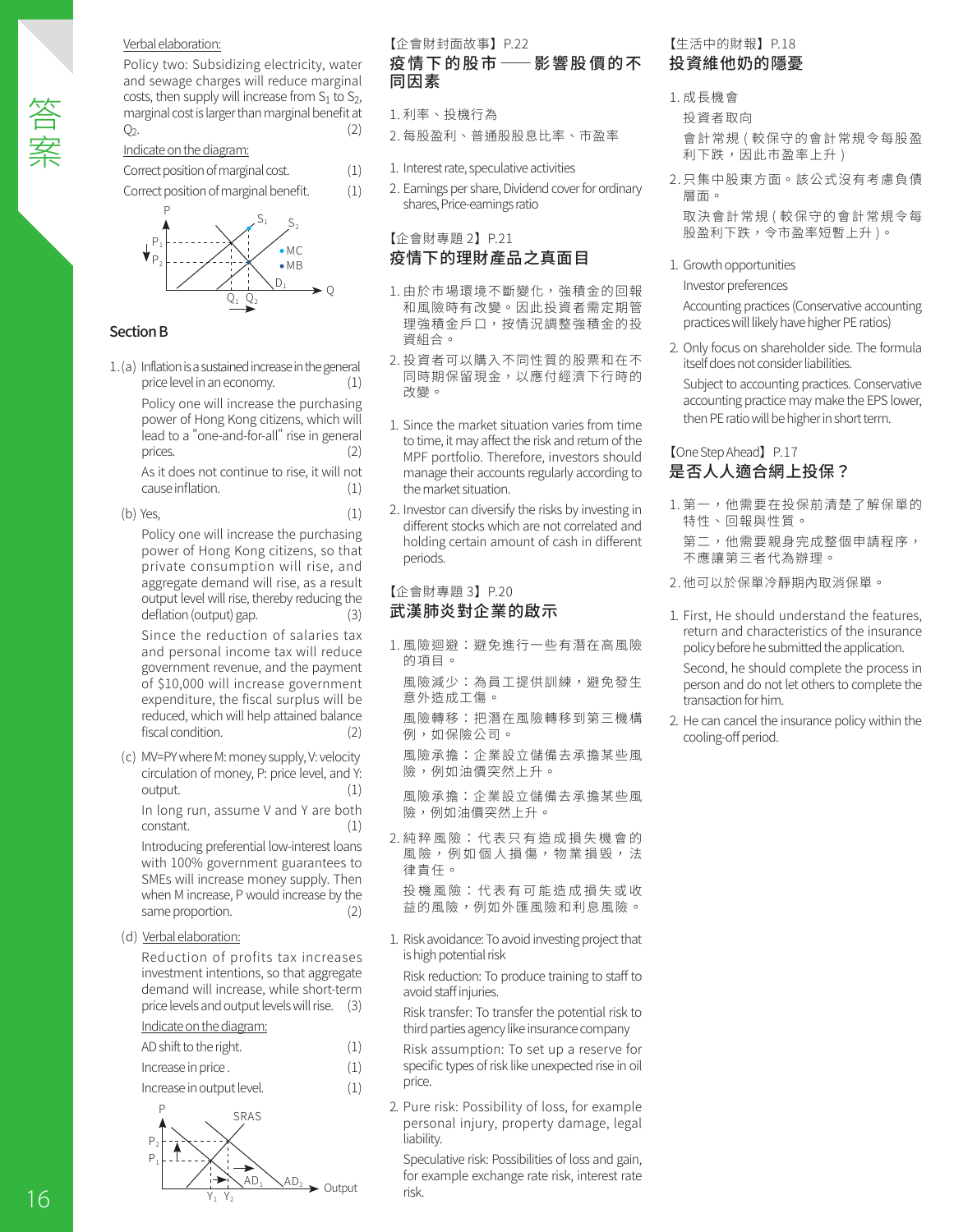Verbal elaboration:

Policy two: Subsidizing electricity, water and sewage charges will reduce marginal costs, then supply will increase from $S_1$ to $S_2$, marginal cost is larger than marginal benefit at $Q_2$. (2)

Indicate on the diagram:

Correct position of marginal cost. (1)

Correct position of marginal benefit. (1)

P
$S_1$
$S_2$
$P_1$
$P_2$
MC
MB
$D_1$
$Q_1$ $Q_2$
Q

## Section B

1.(a) Inflation is a sustained increase in the general price level in an economy. (1)

Policy one will increase the purchasing power of Hong Kong citizens, which will lead to a "one-and-for-all" rise in general prices. (2)

As it does not continue to rise, it will not cause inflation. (1)

(b) Yes, (1)

Policy one will increase the purchasing power of Hong Kong citizens, so that private consumption will rise, and aggregate demand will rise, as a result output level will rise, thereby reducing the deflation (output) gap. (3)

Since the reduction of salaries tax and personal income tax will reduce government revenue, and the payment of $10,000 will increase government expenditure, the fiscal surplus will be reduced, which will help attained balance fiscal condition. (2)

(c) MV=PY where M: money supply, V: velocity circulation of money, P: price level, and Y: output. (1)

In long run, assume V and Y are both constant. (1)

Introducing preferential low-interest loans with 100% government guarantees to SMEs will increase money supply. Then when M increase, P would increase by the same proportion. (2)

(d) Verbal elaboration:

Reduction of profits tax increases investment intentions, so that aggregate demand will increase, while short-term price levels and output levels will rise. (3)

Indicate on the diagram:

AD shift to the right. (1)

Increase in price . (1)

Increase in output level. (1)

P
SRAS
$P_2$
$P_1$
$AD_1$
$AD_2$
Output
$Y_1$ $Y_2$

【企會財封面故事】P.22

### 疫情下的股市——影響股價的不同因素

1. 利率、投機行為
2. 每股盈利、普通股股息比率、市盈率

1. Interest rate, speculative activities
2. Earnings per share, Dividend cover for ordinary shares, Price-earnings ratio

【企會財專題 2】P.21

### 疫情下的理財產品之真面目

1. 由於市場環境不斷變化，強積金的回報和風險時有改變。因此投資者需定期管理強積金戶口，按情況調整強積金的投資組合。
2. 投資者可以購入不同性質的股票和在不同時期保留現金，以應付經濟下行時的改變。

1. Since the market situation varies from time to time, it may affect the risk and return of the MPF portfolio. Therefore, investors should manage their accounts regularly according to the market situation.
2. Investor can diversify the risks by investing in different stocks which are not correlated and holding certain amount of cash in different periods.

【企會財專題 3】P.20

### 武漢肺炎對企業的啟示

1. 風險迴避：避免進行一些有潛在高風險的項目。

   風險減少：為員工提供訓練，避免發生意外造成工傷。

   風險轉移：把潛在風險轉移到第三機構例，如保險公司。

   風險承擔：企業設立儲備去承擔某些風險，例如油價突然上升。

   風險承擔：企業設立儲備去承擔某些風險，例如油價突然上升。

2. 純粹風險：代表只有造成損失機會的風險，例如個人損傷，物業損毀，法律責任。

   投機風險：代表有可能造成損失或收益的風險，例如外匯風險和利息風險。

1. Risk avoidance: To avoid investing project that is high potential risk

   Risk reduction: To produce training to staff to avoid staff injuries.

   Risk transfer: To transfer the potential risk to third parties agency like insurance company

   Risk assumption: To set up a reserve for specific types of risk like unexpected rise in oil price.

2. Pure risk: Possibility of loss, for example personal injury, property damage, legal liability.

   Speculative risk: Possibilities of loss and gain, for example exchange rate risk, interest rate risk.

【生活中的財報】P.18

### 投資維他奶的隱憂

1. 成長機會

   投資者取向

   會計常規（較保守的會計常規令每股盈利下跌，因此市盈率上升）

2. 只集中股東方面。該公式沒有考慮負債層面。

   取決會計常規（較保守的會計常規令每股盈利下跌，令市盈率短暫上升）。

1. Growth opportunities

   Investor preferences

   Accounting practices (Conservative accounting practices will likely have higher PE ratios)

2. Only focus on shareholder side. The formula itself does not consider liabilities.

   Subject to accounting practices. Conservative accounting practice may make the EPS lower, then PE ratio will be higher in short term.

【One Step Ahead】P.17

### 是否人人適合網上投保？

1. 第一，他需要在投保前清楚了解保單的特性、回報與性質。

   第二，他需要親身完成整個申請程序，不應讓第三者代為辦理。

2. 他可以於保單冷靜期內取消保單。

1. First, He should understand the features, return and characteristics of the insurance policy before he submitted the application.

   Second, he should complete the process in person and do not let others to complete the transaction for him.

2. He can cancel the insurance policy within the cooling-off period.